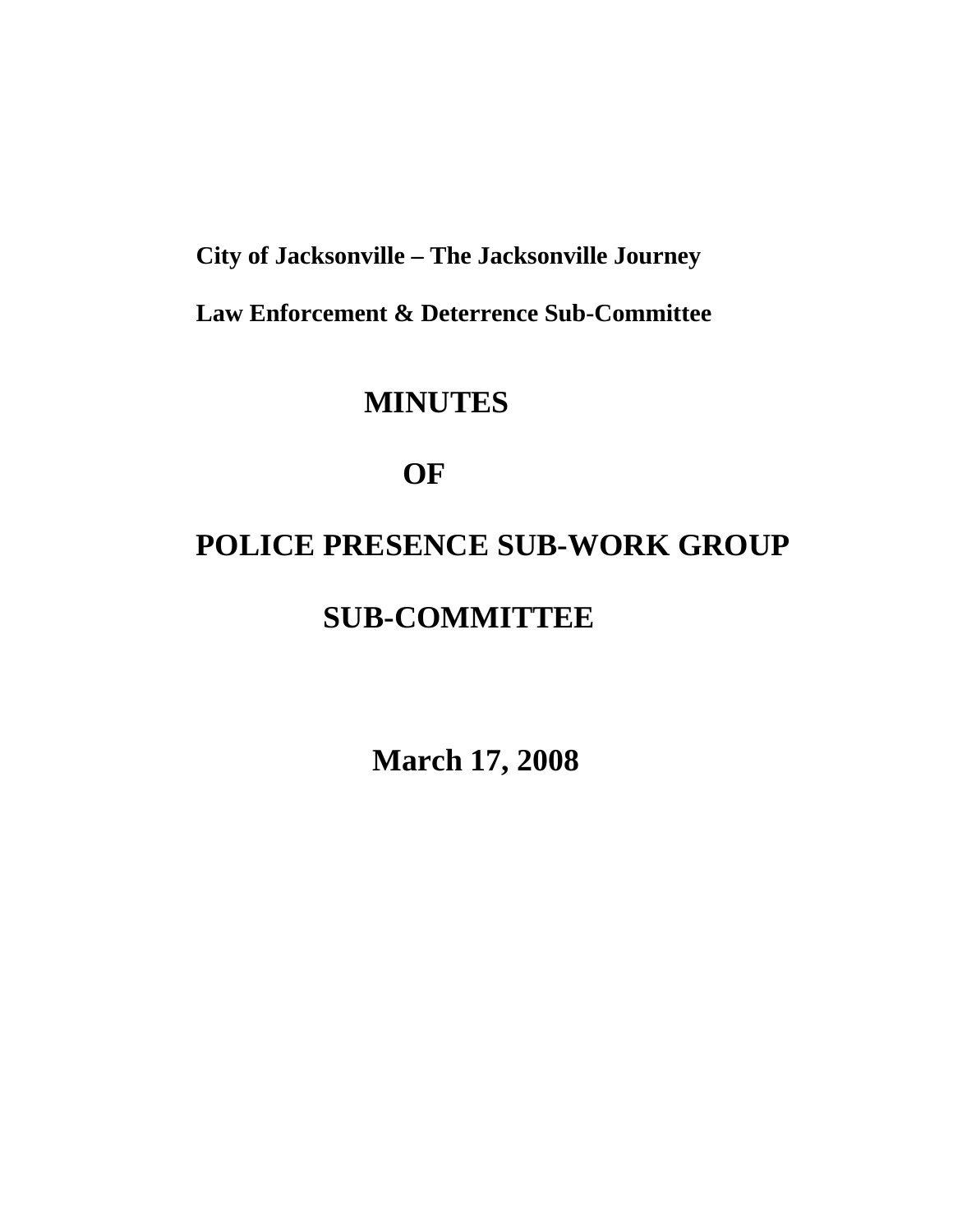**City of Jacksonville – The Jacksonville Journey**

**Law Enforcement & Deterrence Sub-Committee**

# MINUTES

# OF

# POLICE PRESENCE SUB-WORK GROUP

# SUB-COMMITTEE

## March 17, 2008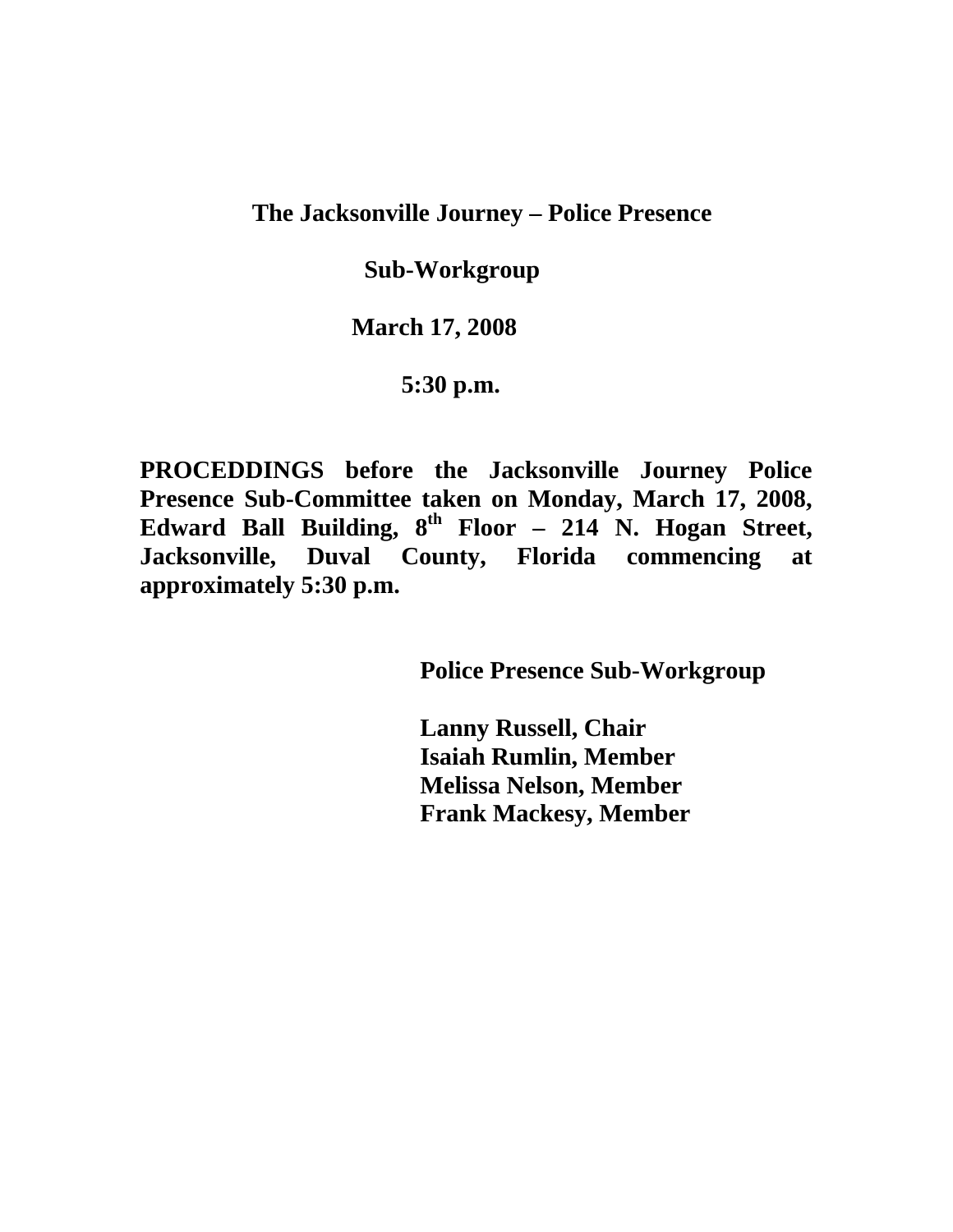**The Jacksonville Journey – Police Presence**

**Sub-Workgroup**

**March 17, 2008**

**5:30 p.m.**

**PROCEDDINGS before the Jacksonville Journey Police Presence Sub-Committee taken on Monday, March 17, 2008, Edward Ball Building, 8th Floor – 214 N. Hogan Street, Jacksonville, Duval County, Florida commencing at approximately 5:30 p.m.**

**Police Presence Sub-Workgroup**

**Lanny Russell, Chair**
**Isaiah Rumlin, Member**
**Melissa Nelson, Member**
**Frank Mackesy, Member**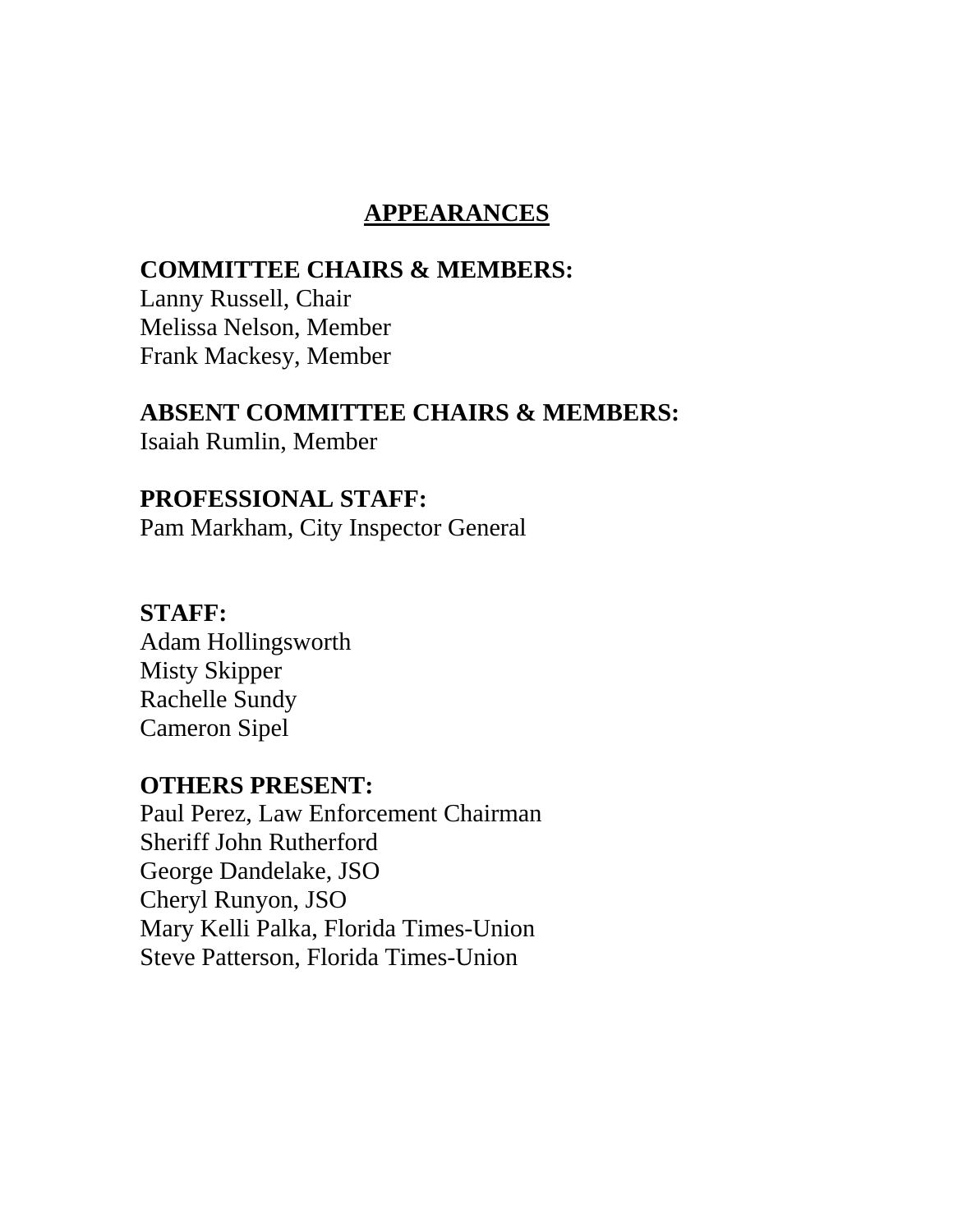# APPEARANCES

**COMMITTEE CHAIRS & MEMBERS:**
Lanny Russell, Chair
Melissa Nelson, Member
Frank Mackesy, Member

**ABSENT COMMITTEE CHAIRS & MEMBERS:**
Isaiah Rumlin, Member

**PROFESSIONAL STAFF:**
Pam Markham, City Inspector General

**STAFF:**
Adam Hollingsworth
Misty Skipper
Rachelle Sundy
Cameron Sipel

**OTHERS PRESENT:**
Paul Perez, Law Enforcement Chairman
Sheriff John Rutherford
George Dandelake, JSO
Cheryl Runyon, JSO
Mary Kelli Palka, Florida Times-Union
Steve Patterson, Florida Times-Union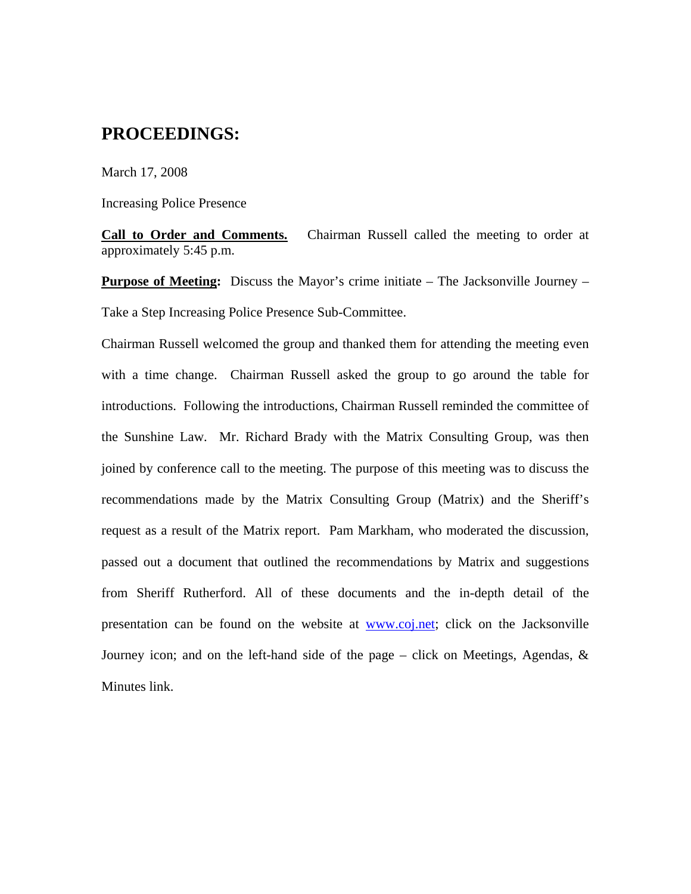# PROCEEDINGS:

March 17, 2008

Increasing Police Presence

**Call to Order and Comments.** Chairman Russell called the meeting to order at approximately 5:45 p.m.

**Purpose of Meeting:** Discuss the Mayor's crime initiate – The Jacksonville Journey – Take a Step Increasing Police Presence Sub-Committee.

Chairman Russell welcomed the group and thanked them for attending the meeting even with a time change. Chairman Russell asked the group to go around the table for introductions. Following the introductions, Chairman Russell reminded the committee of the Sunshine Law. Mr. Richard Brady with the Matrix Consulting Group, was then joined by conference call to the meeting. The purpose of this meeting was to discuss the recommendations made by the Matrix Consulting Group (Matrix) and the Sheriff's request as a result of the Matrix report. Pam Markham, who moderated the discussion, passed out a document that outlined the recommendations by Matrix and suggestions from Sheriff Rutherford. All of these documents and the in-depth detail of the presentation can be found on the website at www.coj.net; click on the Jacksonville Journey icon; and on the left-hand side of the page – click on Meetings, Agendas, & Minutes link.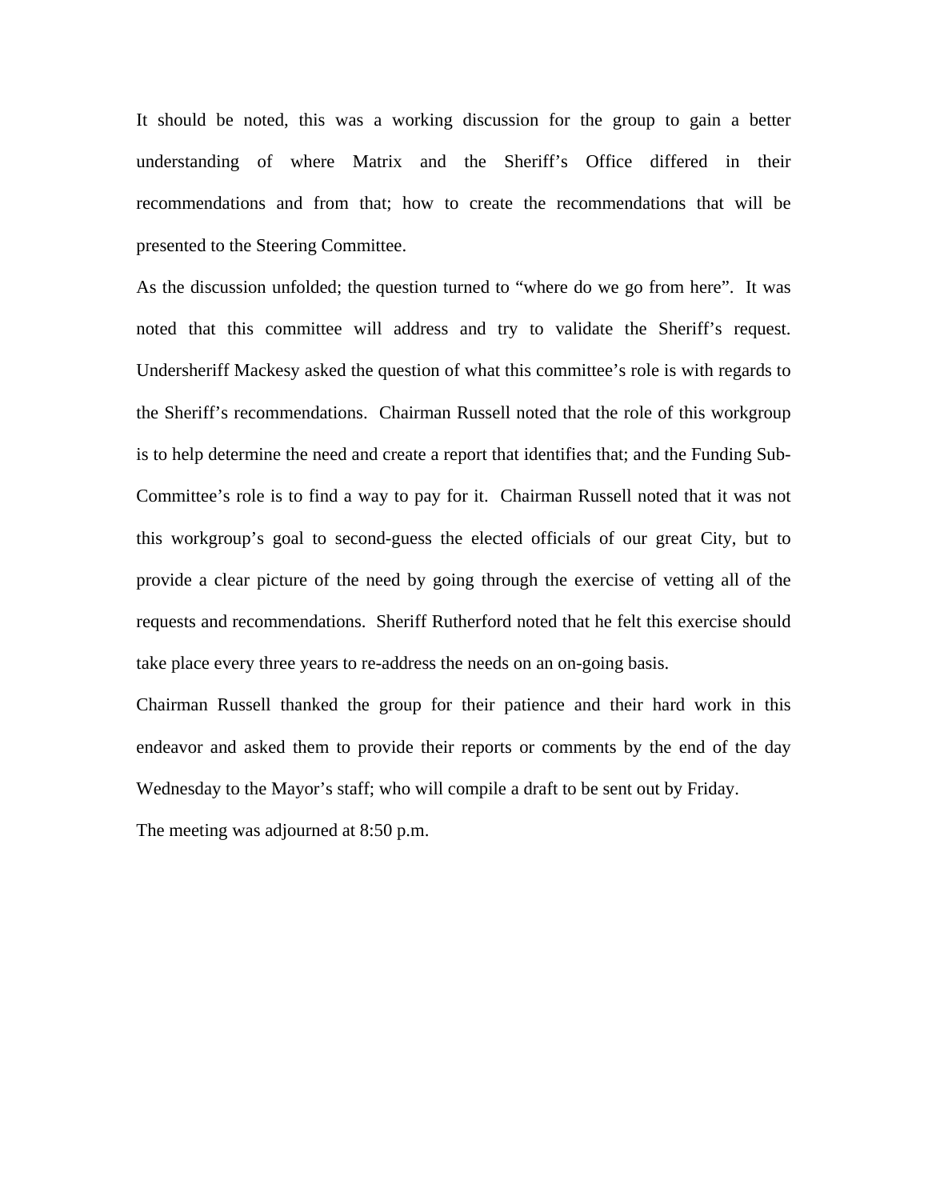It should be noted, this was a working discussion for the group to gain a better understanding of where Matrix and the Sheriff's Office differed in their recommendations and from that; how to create the recommendations that will be presented to the Steering Committee.

As the discussion unfolded; the question turned to "where do we go from here". It was noted that this committee will address and try to validate the Sheriff's request. Undersheriff Mackesy asked the question of what this committee's role is with regards to the Sheriff's recommendations. Chairman Russell noted that the role of this workgroup is to help determine the need and create a report that identifies that; and the Funding Sub-Committee's role is to find a way to pay for it. Chairman Russell noted that it was not this workgroup's goal to second-guess the elected officials of our great City, but to provide a clear picture of the need by going through the exercise of vetting all of the requests and recommendations. Sheriff Rutherford noted that he felt this exercise should take place every three years to re-address the needs on an on-going basis.

Chairman Russell thanked the group for their patience and their hard work in this endeavor and asked them to provide their reports or comments by the end of the day Wednesday to the Mayor's staff; who will compile a draft to be sent out by Friday.

The meeting was adjourned at 8:50 p.m.